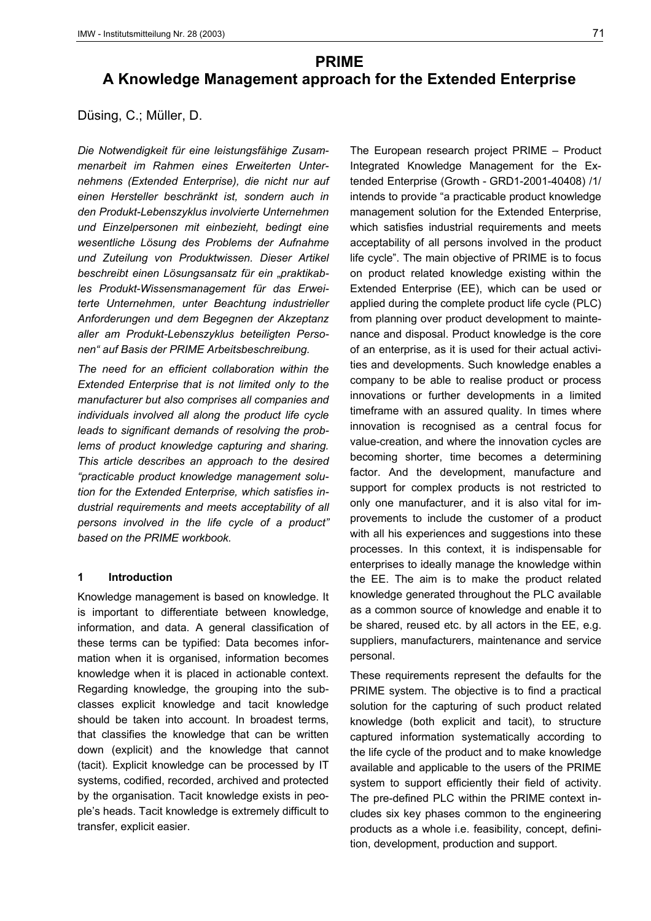# PRIME
# A Knowledge Management approach for the Extended Enterprise

Düsing, C.; Müller, D.

*Die Notwendigkeit für eine leistungsfähige Zusammenarbeit im Rahmen eines Erweiterten Unternehmens (Extended Enterprise), die nicht nur auf einen Hersteller beschränkt ist, sondern auch in den Produkt-Lebenszyklus involvierte Unternehmen und Einzelpersonen mit einbezieht, bedingt eine wesentliche Lösung des Problems der Aufnahme und Zuteilung von Produktwissen. Dieser Artikel beschreibt einen Lösungsansatz für ein „praktikables Produkt-Wissensmanagement für das Erweiterte Unternehmen, unter Beachtung industrieller Anforderungen und dem Begegnen der Akzeptanz aller am Produkt-Lebenszyklus beteiligten Personen" auf Basis der PRIME Arbeitsbeschreibung.*

*The need for an efficient collaboration within the Extended Enterprise that is not limited only to the manufacturer but also comprises all companies and individuals involved all along the product life cycle leads to significant demands of resolving the problems of product knowledge capturing and sharing. This article describes an approach to the desired "practicable product knowledge management solution for the Extended Enterprise, which satisfies industrial requirements and meets acceptability of all persons involved in the life cycle of a product" based on the PRIME workbook.*

## 1 Introduction

Knowledge management is based on knowledge. It is important to differentiate between knowledge, information, and data. A general classification of these terms can be typified: Data becomes information when it is organised, information becomes knowledge when it is placed in actionable context. Regarding knowledge, the grouping into the subclasses explicit knowledge and tacit knowledge should be taken into account. In broadest terms, that classifies the knowledge that can be written down (explicit) and the knowledge that cannot (tacit). Explicit knowledge can be processed by IT systems, codified, recorded, archived and protected by the organisation. Tacit knowledge exists in people's heads. Tacit knowledge is extremely difficult to transfer, explicit easier.

The European research project PRIME – Product Integrated Knowledge Management for the Extended Enterprise (Growth - GRD1-2001-40408) /1/ intends to provide "a practicable product knowledge management solution for the Extended Enterprise, which satisfies industrial requirements and meets acceptability of all persons involved in the product life cycle". The main objective of PRIME is to focus on product related knowledge existing within the Extended Enterprise (EE), which can be used or applied during the complete product life cycle (PLC) from planning over product development to maintenance and disposal. Product knowledge is the core of an enterprise, as it is used for their actual activities and developments. Such knowledge enables a company to be able to realise product or process innovations or further developments in a limited timeframe with an assured quality. In times where innovation is recognised as a central focus for value-creation, and where the innovation cycles are becoming shorter, time becomes a determining factor. And the development, manufacture and support for complex products is not restricted to only one manufacturer, and it is also vital for improvements to include the customer of a product with all his experiences and suggestions into these processes. In this context, it is indispensable for enterprises to ideally manage the knowledge within the EE. The aim is to make the product related knowledge generated throughout the PLC available as a common source of knowledge and enable it to be shared, reused etc. by all actors in the EE, e.g. suppliers, manufacturers, maintenance and service personal.

These requirements represent the defaults for the PRIME system. The objective is to find a practical solution for the capturing of such product related knowledge (both explicit and tacit), to structure captured information systematically according to the life cycle of the product and to make knowledge available and applicable to the users of the PRIME system to support efficiently their field of activity. The pre-defined PLC within the PRIME context includes six key phases common to the engineering products as a whole i.e. feasibility, concept, definition, development, production and support.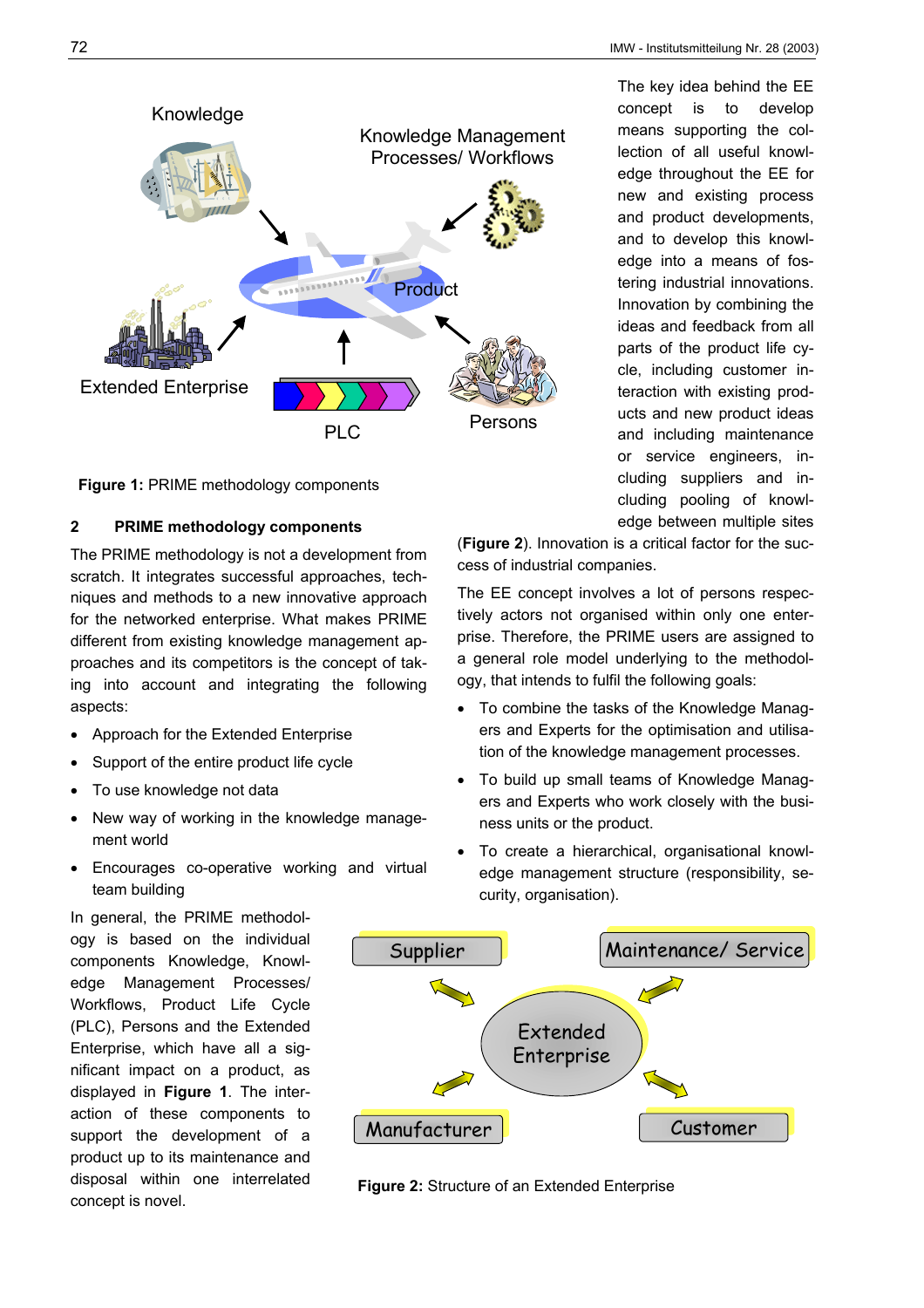Figure 1: PRIME methodology components

The key idea behind the EE concept is to develop means supporting the collection of all useful knowledge throughout the EE for new and existing process and product developments, and to develop this knowledge into a means of fostering industrial innovations. Innovation by combining the ideas and feedback from all parts of the product life cycle, including customer interaction with existing products and new product ideas and including maintenance or service engineers, including suppliers and including pooling of knowledge between multiple sites (**Figure 2**). Innovation is a critical factor for the success of industrial companies.

## 2 PRIME methodology components

The PRIME methodology is not a development from scratch. It integrates successful approaches, techniques and methods to a new innovative approach for the networked enterprise. What makes PRIME different from existing knowledge management approaches and its competitors is the concept of taking into account and integrating the following aspects:

- Approach for the Extended Enterprise
- Support of the entire product life cycle
- To use knowledge not data
- New way of working in the knowledge management world
- Encourages co-operative working and virtual team building

In general, the PRIME methodology is based on the individual components Knowledge, Knowledge Management Processes/ Workflows, Product Life Cycle (PLC), Persons and the Extended Enterprise, which have all a significant impact on a product, as displayed in **Figure 1**. The interaction of these components to support the development of a product up to its maintenance and disposal within one interrelated concept is novel.

The EE concept involves a lot of persons respectively actors not organised within only one enterprise. Therefore, the PRIME users are assigned to a general role model underlying to the methodology, that intends to fulfil the following goals:

- To combine the tasks of the Knowledge Managers and Experts for the optimisation and utilisation of the knowledge management processes.
- To build up small teams of Knowledge Managers and Experts who work closely with the business units or the product.
- To create a hierarchical, organisational knowledge management structure (responsibility, security, organisation).

Figure 2: Structure of an Extended Enterprise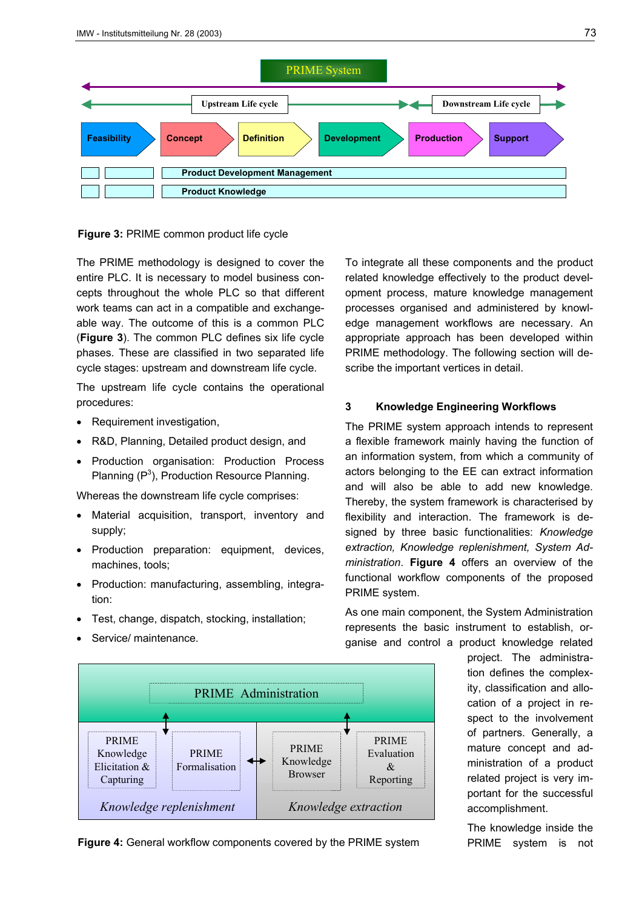**Figure 3:** PRIME common product life cycle

The PRIME methodology is designed to cover the entire PLC. It is necessary to model business concepts throughout the whole PLC so that different work teams can act in a compatible and exchangeable way. The outcome of this is a common PLC (**Figure 3**). The common PLC defines six life cycle phases. These are classified in two separated life cycle stages: upstream and downstream life cycle.

The upstream life cycle contains the operational procedures:

- Requirement investigation,
- R&D, Planning, Detailed product design, and
- Production organisation: Production Process Planning (P$^3$), Production Resource Planning.

Whereas the downstream life cycle comprises:

- Material acquisition, transport, inventory and supply;
- Production preparation: equipment, devices, machines, tools;
- Production: manufacturing, assembling, integration:
- Test, change, dispatch, stocking, installation;
- Service/ maintenance.

To integrate all these components and the product related knowledge effectively to the product development process, mature knowledge management processes organised and administered by knowledge management workflows are necessary. An appropriate approach has been developed within PRIME methodology. The following section will describe the important vertices in detail.

## 3 Knowledge Engineering Workflows

The PRIME system approach intends to represent a flexible framework mainly having the function of an information system, from which a community of actors belonging to the EE can extract information and will also be able to add new knowledge. Thereby, the system framework is characterised by flexibility and interaction. The framework is designed by three basic functionalities: *Knowledge extraction, Knowledge replenishment, System Administration*. **Figure 4** offers an overview of the functional workflow components of the proposed PRIME system.

As one main component, the System Administration represents the basic instrument to establish, organise and control a product knowledge related project. The administration defines the complexity, classification and allocation of a project in respect to the involvement of partners. Generally, a mature concept and administration of a product related project is very important for the successful accomplishment.

**Figure 4:** General workflow components covered by the PRIME system

The knowledge inside the PRIME system is not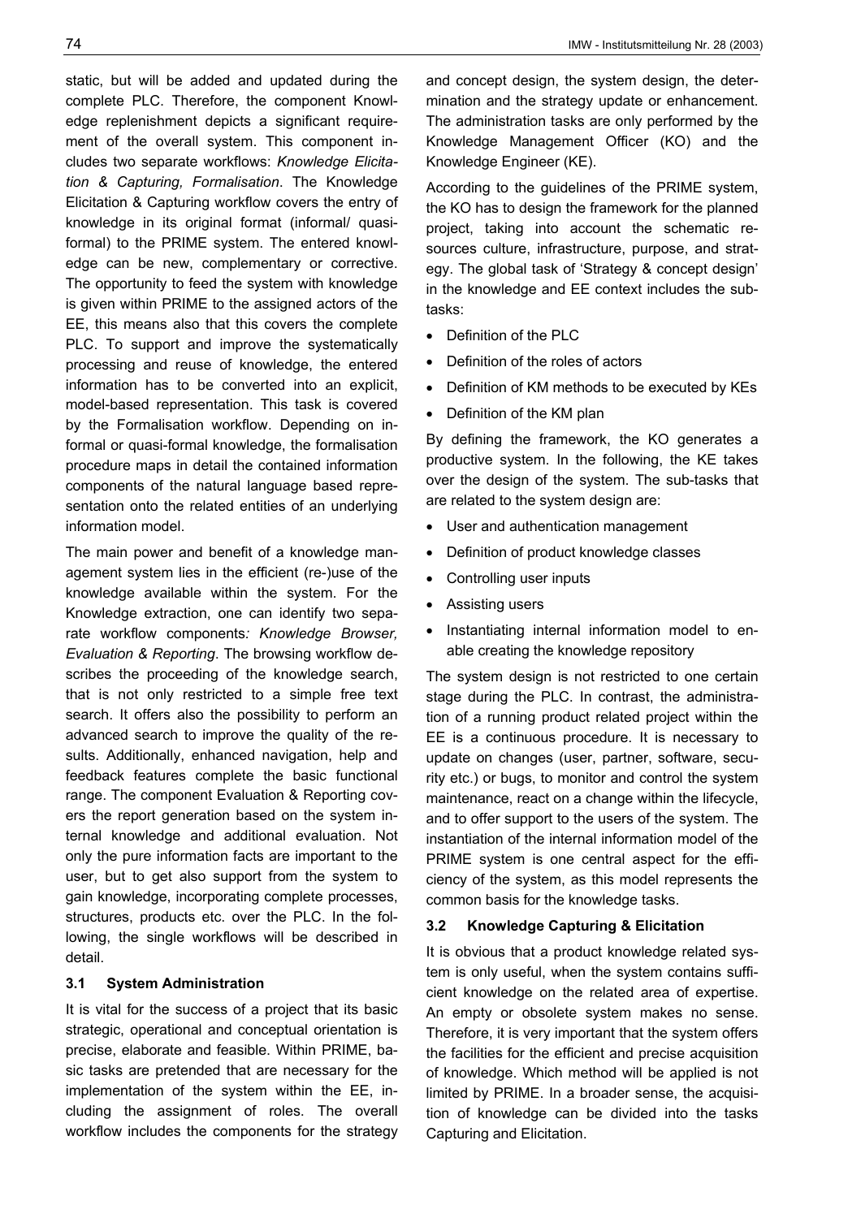static, but will be added and updated during the complete PLC. Therefore, the component Knowledge replenishment depicts a significant requirement of the overall system. This component includes two separate workflows: *Knowledge Elicitation & Capturing, Formalisation*. The Knowledge Elicitation & Capturing workflow covers the entry of knowledge in its original format (informal/ quasi-formal) to the PRIME system. The entered knowledge can be new, complementary or corrective. The opportunity to feed the system with knowledge is given within PRIME to the assigned actors of the EE, this means also that this covers the complete PLC. To support and improve the systematically processing and reuse of knowledge, the entered information has to be converted into an explicit, model-based representation. This task is covered by the Formalisation workflow. Depending on informal or quasi-formal knowledge, the formalisation procedure maps in detail the contained information components of the natural language based representation onto the related entities of an underlying information model.

The main power and benefit of a knowledge management system lies in the efficient (re-)use of the knowledge available within the system. For the Knowledge extraction, one can identify two separate workflow components*: Knowledge Browser, Evaluation & Reporting*. The browsing workflow describes the proceeding of the knowledge search, that is not only restricted to a simple free text search. It offers also the possibility to perform an advanced search to improve the quality of the results. Additionally, enhanced navigation, help and feedback features complete the basic functional range. The component Evaluation & Reporting covers the report generation based on the system internal knowledge and additional evaluation. Not only the pure information facts are important to the user, but to get also support from the system to gain knowledge, incorporating complete processes, structures, products etc. over the PLC. In the following, the single workflows will be described in detail.

### 3.1 System Administration

It is vital for the success of a project that its basic strategic, operational and conceptual orientation is precise, elaborate and feasible. Within PRIME, basic tasks are pretended that are necessary for the implementation of the system within the EE, including the assignment of roles. The overall workflow includes the components for the strategy and concept design, the system design, the determination and the strategy update or enhancement. The administration tasks are only performed by the Knowledge Management Officer (KO) and the Knowledge Engineer (KE).

According to the guidelines of the PRIME system, the KO has to design the framework for the planned project, taking into account the schematic resources culture, infrastructure, purpose, and strategy. The global task of 'Strategy & concept design' in the knowledge and EE context includes the sub-tasks:

- Definition of the PLC
- Definition of the roles of actors
- Definition of KM methods to be executed by KEs
- Definition of the KM plan

By defining the framework, the KO generates a productive system. In the following, the KE takes over the design of the system. The sub-tasks that are related to the system design are:

- User and authentication management
- Definition of product knowledge classes
- Controlling user inputs
- Assisting users
- Instantiating internal information model to enable creating the knowledge repository

The system design is not restricted to one certain stage during the PLC. In contrast, the administration of a running product related project within the EE is a continuous procedure. It is necessary to update on changes (user, partner, software, security etc.) or bugs, to monitor and control the system maintenance, react on a change within the lifecycle, and to offer support to the users of the system. The instantiation of the internal information model of the PRIME system is one central aspect for the efficiency of the system, as this model represents the common basis for the knowledge tasks.

### 3.2 Knowledge Capturing & Elicitation

It is obvious that a product knowledge related system is only useful, when the system contains sufficient knowledge on the related area of expertise. An empty or obsolete system makes no sense. Therefore, it is very important that the system offers the facilities for the efficient and precise acquisition of knowledge. Which method will be applied is not limited by PRIME. In a broader sense, the acquisition of knowledge can be divided into the tasks Capturing and Elicitation.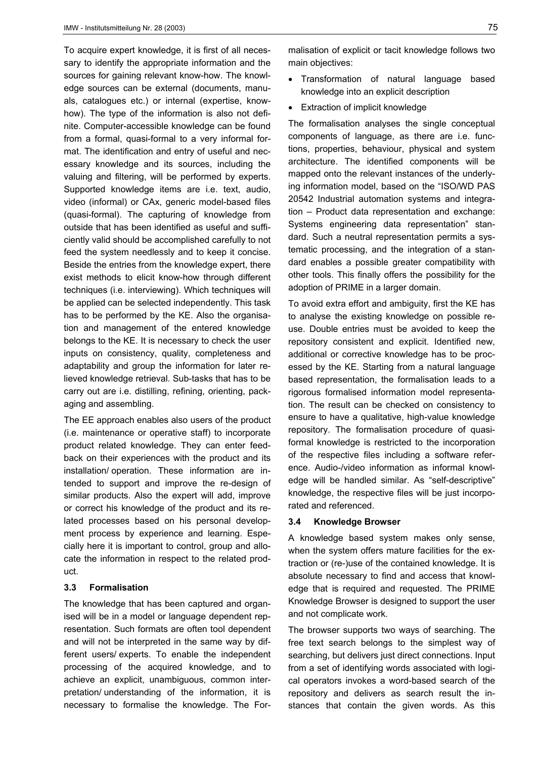To acquire expert knowledge, it is first of all necessary to identify the appropriate information and the sources for gaining relevant know-how. The knowledge sources can be external (documents, manuals, catalogues etc.) or internal (expertise, know-how). The type of the information is also not definite. Computer-accessible knowledge can be found from a formal, quasi-formal to a very informal format. The identification and entry of useful and necessary knowledge and its sources, including the valuing and filtering, will be performed by experts. Supported knowledge items are i.e. text, audio, video (informal) or CAx, generic model-based files (quasi-formal). The capturing of knowledge from outside that has been identified as useful and sufficiently valid should be accomplished carefully to not feed the system needlessly and to keep it concise. Beside the entries from the knowledge expert, there exist methods to elicit know-how through different techniques (i.e. interviewing). Which techniques will be applied can be selected independently. This task has to be performed by the KE. Also the organisation and management of the entered knowledge belongs to the KE. It is necessary to check the user inputs on consistency, quality, completeness and adaptability and group the information for later relieved knowledge retrieval. Sub-tasks that has to be carry out are i.e. distilling, refining, orienting, packaging and assembling.

The EE approach enables also users of the product (i.e. maintenance or operative staff) to incorporate product related knowledge. They can enter feedback on their experiences with the product and its installation/ operation. These information are intended to support and improve the re-design of similar products. Also the expert will add, improve or correct his knowledge of the product and its related processes based on his personal development process by experience and learning. Especially here it is important to control, group and allocate the information in respect to the related product.

### 3.3 Formalisation

The knowledge that has been captured and organised will be in a model or language dependent representation. Such formats are often tool dependent and will not be interpreted in the same way by different users/ experts. To enable the independent processing of the acquired knowledge, and to achieve an explicit, unambiguous, common interpretation/ understanding of the information, it is necessary to formalise the knowledge. The Formalisation of explicit or tacit knowledge follows two main objectives:

- Transformation of natural language based knowledge into an explicit description
- Extraction of implicit knowledge

The formalisation analyses the single conceptual components of language, as there are i.e. functions, properties, behaviour, physical and system architecture. The identified components will be mapped onto the relevant instances of the underlying information model, based on the "ISO/WD PAS 20542 Industrial automation systems and integration – Product data representation and exchange: Systems engineering data representation" standard. Such a neutral representation permits a systematic processing, and the integration of a standard enables a possible greater compatibility with other tools. This finally offers the possibility for the adoption of PRIME in a larger domain.

To avoid extra effort and ambiguity, first the KE has to analyse the existing knowledge on possible reuse. Double entries must be avoided to keep the repository consistent and explicit. Identified new, additional or corrective knowledge has to be processed by the KE. Starting from a natural language based representation, the formalisation leads to a rigorous formalised information model representation. The result can be checked on consistency to ensure to have a qualitative, high-value knowledge repository. The formalisation procedure of quasi-formal knowledge is restricted to the incorporation of the respective files including a software reference. Audio-/video information as informal knowledge will be handled similar. As "self-descriptive" knowledge, the respective files will be just incorporated and referenced.

### 3.4 Knowledge Browser

A knowledge based system makes only sense, when the system offers mature facilities for the extraction or (re-)use of the contained knowledge. It is absolute necessary to find and access that knowledge that is required and requested. The PRIME Knowledge Browser is designed to support the user and not complicate work.

The browser supports two ways of searching. The free text search belongs to the simplest way of searching, but delivers just direct connections. Input from a set of identifying words associated with logical operators invokes a word-based search of the repository and delivers as search result the instances that contain the given words. As this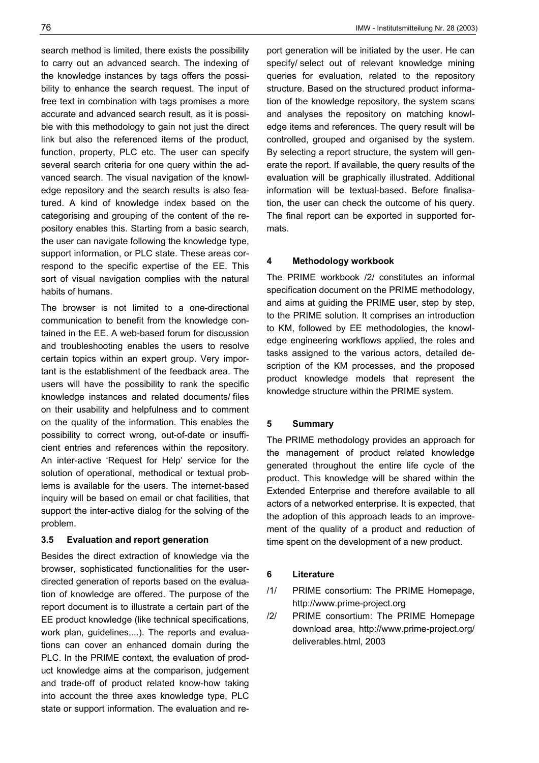search method is limited, there exists the possibility to carry out an advanced search. The indexing of the knowledge instances by tags offers the possibility to enhance the search request. The input of free text in combination with tags promises a more accurate and advanced search result, as it is possible with this methodology to gain not just the direct link but also the referenced items of the product, function, property, PLC etc. The user can specify several search criteria for one query within the advanced search. The visual navigation of the knowledge repository and the search results is also featured. A kind of knowledge index based on the categorising and grouping of the content of the repository enables this. Starting from a basic search, the user can navigate following the knowledge type, support information, or PLC state. These areas correspond to the specific expertise of the EE. This sort of visual navigation complies with the natural habits of humans.

The browser is not limited to a one-directional communication to benefit from the knowledge contained in the EE. A web-based forum for discussion and troubleshooting enables the users to resolve certain topics within an expert group. Very important is the establishment of the feedback area. The users will have the possibility to rank the specific knowledge instances and related documents/ files on their usability and helpfulness and to comment on the quality of the information. This enables the possibility to correct wrong, out-of-date or insufficient entries and references within the repository. An inter-active 'Request for Help' service for the solution of operational, methodical or textual problems is available for the users. The internet-based inquiry will be based on email or chat facilities, that support the inter-active dialog for the solving of the problem.

### 3.5 Evaluation and report generation

Besides the direct extraction of knowledge via the browser, sophisticated functionalities for the user-directed generation of reports based on the evaluation of knowledge are offered. The purpose of the report document is to illustrate a certain part of the EE product knowledge (like technical specifications, work plan, guidelines,...). The reports and evaluations can cover an enhanced domain during the PLC. In the PRIME context, the evaluation of product knowledge aims at the comparison, judgement and trade-off of product related know-how taking into account the three axes knowledge type, PLC state or support information. The evaluation and report generation will be initiated by the user. He can specify/ select out of relevant knowledge mining queries for evaluation, related to the repository structure. Based on the structured product information of the knowledge repository, the system scans and analyses the repository on matching knowledge items and references. The query result will be controlled, grouped and organised by the system. By selecting a report structure, the system will generate the report. If available, the query results of the evaluation will be graphically illustrated. Additional information will be textual-based. Before finalisation, the user can check the outcome of his query. The final report can be exported in supported formats.

## 4 Methodology workbook

The PRIME workbook /2/ constitutes an informal specification document on the PRIME methodology, and aims at guiding the PRIME user, step by step, to the PRIME solution. It comprises an introduction to KM, followed by EE methodologies, the knowledge engineering workflows applied, the roles and tasks assigned to the various actors, detailed description of the KM processes, and the proposed product knowledge models that represent the knowledge structure within the PRIME system.

## 5 Summary

The PRIME methodology provides an approach for the management of product related knowledge generated throughout the entire life cycle of the product. This knowledge will be shared within the Extended Enterprise and therefore available to all actors of a networked enterprise. It is expected, that the adoption of this approach leads to an improvement of the quality of a product and reduction of time spent on the development of a new product.

## 6 Literature

/1/ PRIME consortium: The PRIME Homepage, http://www.prime-project.org

/2/ PRIME consortium: The PRIME Homepage download area, http://www.prime-project.org/deliverables.html, 2003